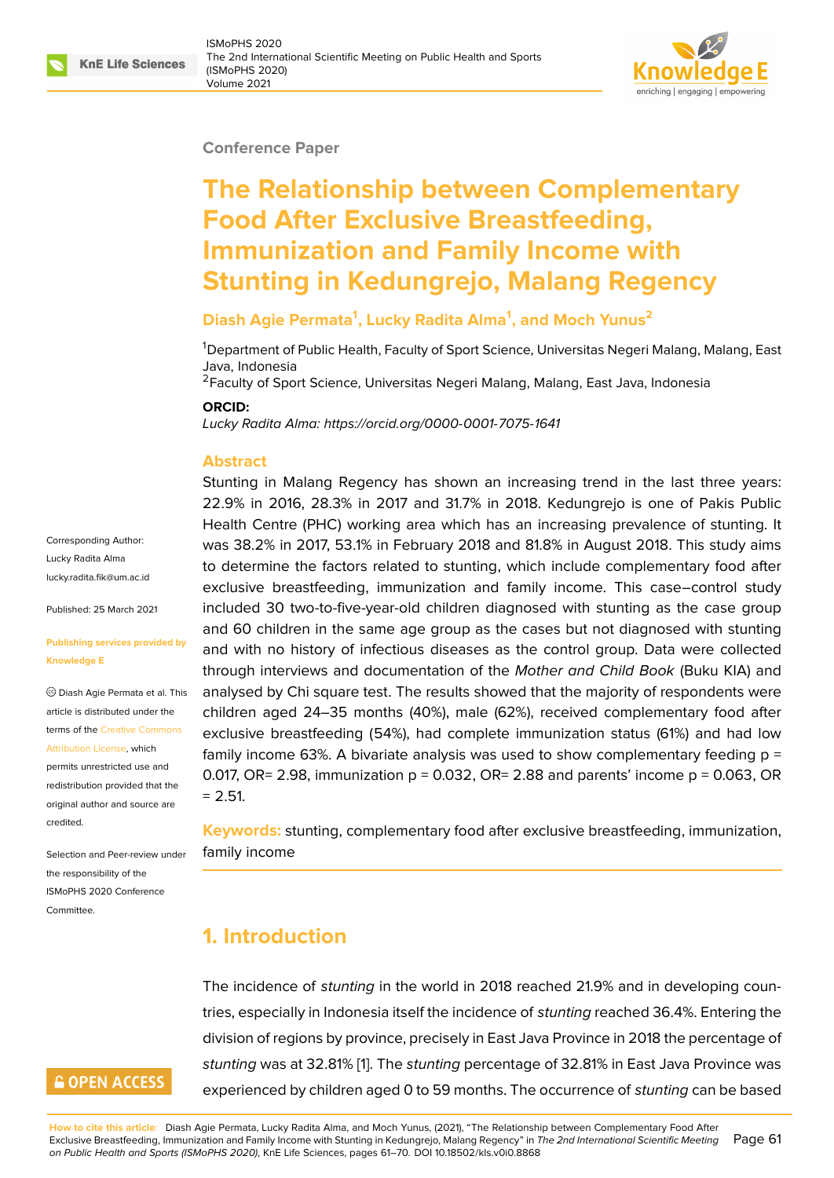Conference Paper

# The Relationship between Complementary Food After Exclusive Breastfeeding, Immunization and Family Income with Stunting in Kedungrejo, Malang Regency

**Diash Agie Permata[1], Lucky Radita Alma[1], and Moch Yunus[2]**

[1]Department of Public Health, Faculty of Sport Science, Universitas Negeri Malang, Malang, East Java, Indonesia
[2]Faculty of Sport Science, Universitas Negeri Malang, Malang, East Java, Indonesia

**ORCID:**
*Lucky Radita Alma: https://orcid.org/0000-0001-7075-1641*

Corresponding Author: Lucky Radita Alma lucky.radita.fik@um.ac.id

Published: 25 March 2021

**Publishing services provided by Knowledge E**

© Diash Agie Permata et al. This article is distributed under the terms of the Creative Commons Attribution License, which permits unrestricted use and redistribution provided that the original author and source are credited.

Selection and Peer-review under the responsibility of the ISMoPHS 2020 Conference Committee.

OPEN ACCESS

## Abstract

Stunting in Malang Regency has shown an increasing trend in the last three years: 22.9% in 2016, 28.3% in 2017 and 31.7% in 2018. Kedungrejo is one of Pakis Public Health Centre (PHC) working area which has an increasing prevalence of stunting. It was 38.2% in 2017, 53.1% in February 2018 and 81.8% in August 2018. This study aims to determine the factors related to stunting, which include complementary food after exclusive breastfeeding, immunization and family income. This case–control study included 30 two-to-five-year-old children diagnosed with stunting as the case group and 60 children in the same age group as the cases but not diagnosed with stunting and with no history of infectious diseases as the control group. Data were collected through interviews and documentation of the *Mother and Child Book* (Buku KIA) and analysed by Chi square test. The results showed that the majority of respondents were children aged 24–35 months (40%), male (62%), received complementary food after exclusive breastfeeding (54%), had complete immunization status (61%) and had low family income 63%. A bivariate analysis was used to show complementary feeding p = 0.017, OR= 2.98, immunization p = 0.032, OR= 2.88 and parents' income p = 0.063, OR = 2.51.

**Keywords:** stunting, complementary food after exclusive breastfeeding, immunization, family income

## 1. Introduction

The incidence of *stunting* in the world in 2018 reached 21.9% and in developing countries, especially in Indonesia itself the incidence of *stunting* reached 36.4%. Entering the division of regions by province, precisely in East Java Province in 2018 the percentage of *stunting* was at 32.81% [1]. The *stunting* percentage of 32.81% in East Java Province was experienced by children aged 0 to 59 months. The occurrence of *stunting* can be based

**How to cite this article**: Diash Agie Permata, Lucky Radita Alma, and Moch Yunus, (2021), "The Relationship between Complementary Food After Exclusive Breastfeeding, Immunization and Family Income with Stunting in Kedungrejo, Malang Regency" in *The 2nd International Scientific Meeting on Public Health and Sports (ISMoPHS 2020)*, KnE Life Sciences, pages 61–70. DOI 10.18502/kls.v0i0.8868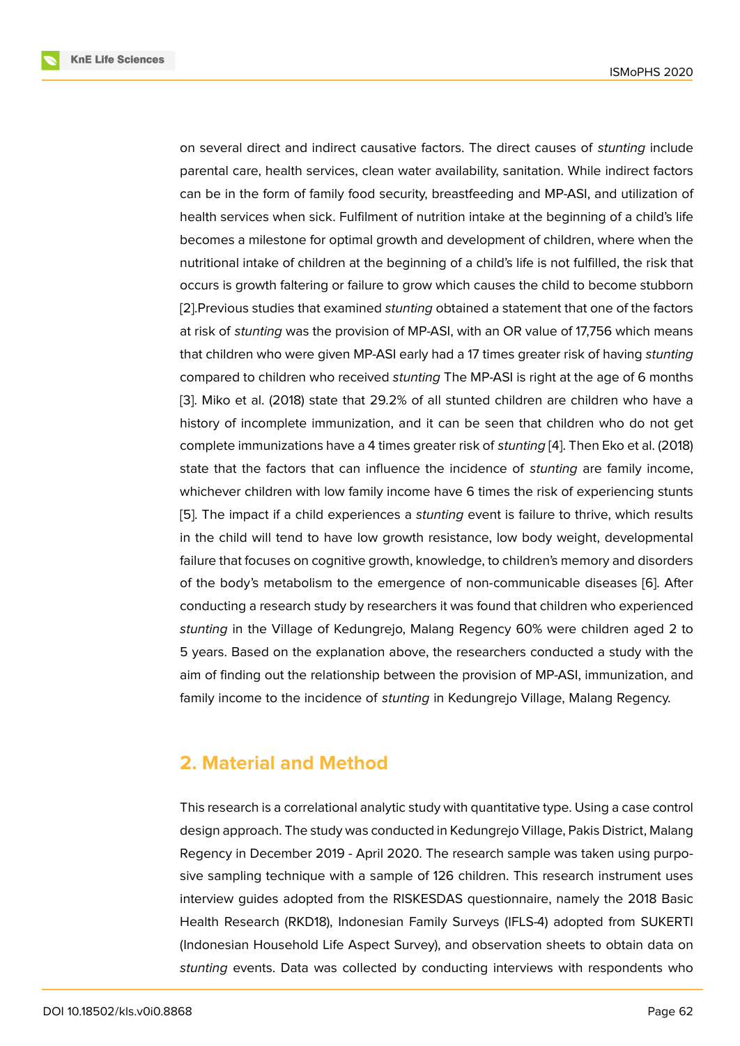on several direct and indirect causative factors. The direct causes of *stunting* include parental care, health services, clean water availability, sanitation. While indirect factors can be in the form of family food security, breastfeeding and MP-ASI, and utilization of health services when sick. Fulfilment of nutrition intake at the beginning of a child's life becomes a milestone for optimal growth and development of children, where when the nutritional intake of children at the beginning of a child's life is not fulfilled, the risk that occurs is growth faltering or failure to grow which causes the child to become stubborn [2].Previous studies that examined *stunting* obtained a statement that one of the factors at risk of *stunting* was the provision of MP-ASI, with an OR value of 17,756 which means that children who were given MP-ASI early had a 17 times greater risk of having *stunting* compared to children who received *stunting* The MP-ASI is right at the age of 6 months [3]. Miko et al. (2018) state that 29.2% of all stunted children are children who have a history of incomplete immunization, and it can be seen that children who do not get complete immunizations have a 4 times greater risk of *stunting* [4]. Then Eko et al. (2018) state that the factors that can influence the incidence of *stunting* are family income, whichever children with low family income have 6 times the risk of experiencing stunts [5]. The impact if a child experiences a *stunting* event is failure to thrive, which results in the child will tend to have low growth resistance, low body weight, developmental failure that focuses on cognitive growth, knowledge, to children's memory and disorders of the body's metabolism to the emergence of non-communicable diseases [6]. After conducting a research study by researchers it was found that children who experienced *stunting* in the Village of Kedungrejo, Malang Regency 60% were children aged 2 to 5 years. Based on the explanation above, the researchers conducted a study with the aim of finding out the relationship between the provision of MP-ASI, immunization, and family income to the incidence of *stunting* in Kedungrejo Village, Malang Regency.

## 2. Material and Method

This research is a correlational analytic study with quantitative type. Using a case control design approach. The study was conducted in Kedungrejo Village, Pakis District, Malang Regency in December 2019 - April 2020. The research sample was taken using purposive sampling technique with a sample of 126 children. This research instrument uses interview guides adopted from the RISKESDAS questionnaire, namely the 2018 Basic Health Research (RKD18), Indonesian Family Surveys (IFLS-4) adopted from SUKERTI (Indonesian Household Life Aspect Survey), and observation sheets to obtain data on *stunting* events. Data was collected by conducting interviews with respondents who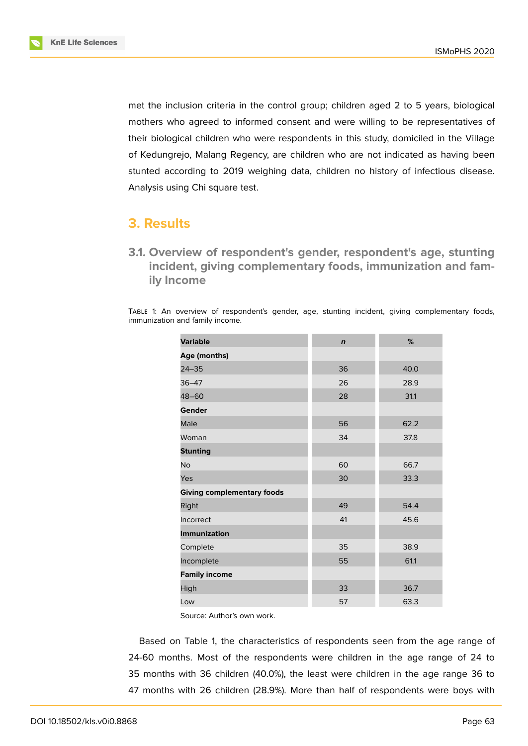met the inclusion criteria in the control group; children aged 2 to 5 years, biological mothers who agreed to informed consent and were willing to be representatives of their biological children who were respondents in this study, domiciled in the Village of Kedungrejo, Malang Regency, are children who are not indicated as having been stunted according to 2019 weighing data, children no history of infectious disease. Analysis using Chi square test.

# 3. Results

## 3.1. Overview of respondent's gender, respondent's age, stunting incident, giving complementary foods, immunization and family Income

Table 1: An overview of respondent's gender, age, stunting incident, giving complementary foods, immunization and family income.

| Variable | *n* | % |
|---|---|---|
| **Age (months)** | | |
| 24–35 | 36 | 40.0 |
| 36–47 | 26 | 28.9 |
| 48–60 | 28 | 31.1 |
| **Gender** | | |
| Male | 56 | 62.2 |
| Woman | 34 | 37.8 |
| **Stunting** | | |
| No | 60 | 66.7 |
| Yes | 30 | 33.3 |
| **Giving complementary foods** | | |
| Right | 49 | 54.4 |
| Incorrect | 41 | 45.6 |
| **Immunization** | | |
| Complete | 35 | 38.9 |
| Incomplete | 55 | 61.1 |
| **Family income** | | |
| High | 33 | 36.7 |
| Low | 57 | 63.3 |

Source: Author's own work.

Based on Table 1, the characteristics of respondents seen from the age range of 24-60 months. Most of the respondents were children in the age range of 24 to 35 months with 36 children (40.0%), the least were children in the age range 36 to 47 months with 26 children (28.9%). More than half of respondents were boys with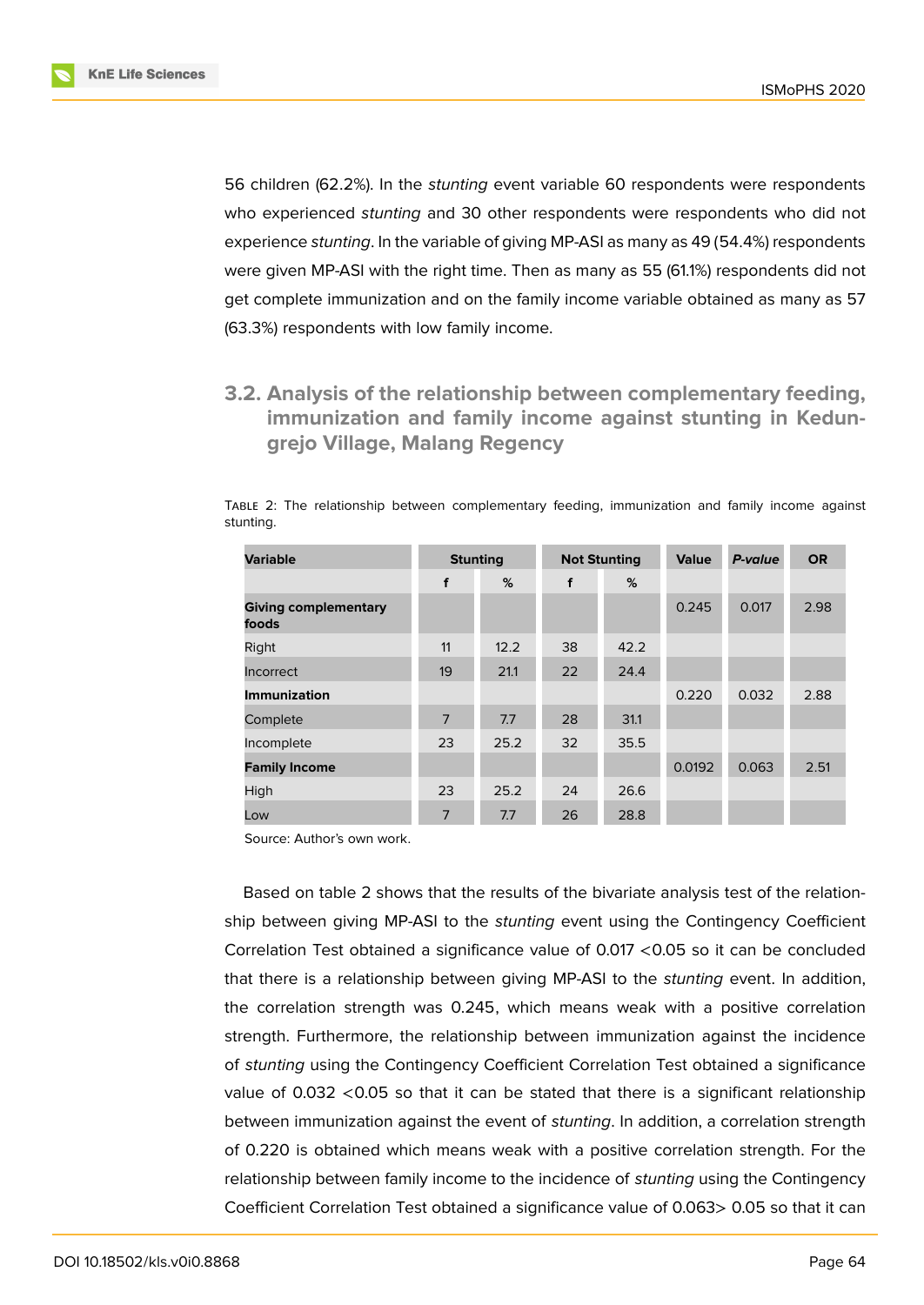56 children (62.2%). In the *stunting* event variable 60 respondents were respondents who experienced *stunting* and 30 other respondents were respondents who did not experience *stunting*. In the variable of giving MP-ASI as many as 49 (54.4%) respondents were given MP-ASI with the right time. Then as many as 55 (61.1%) respondents did not get complete immunization and on the family income variable obtained as many as 57 (63.3%) respondents with low family income.

## 3.2. Analysis of the relationship between complementary feeding, immunization and family income against stunting in Kedungrejo Village, Malang Regency

Table 2: The relationship between complementary feeding, immunization and family income against stunting.

| Variable | Stunting | | Not Stunting | | Value | *P-value* | OR |
|---|---|---|---|---|---|---|---|
| | f | % | f | % | | | |
| **Giving complementary foods** | | | | | 0.245 | 0.017 | 2.98 |
| Right | 11 | 12.2 | 38 | 42.2 | | | |
| Incorrect | 19 | 21.1 | 22 | 24.4 | | | |
| **Immunization** | | | | | 0.220 | 0.032 | 2.88 |
| Complete | 7 | 7.7 | 28 | 31.1 | | | |
| Incomplete | 23 | 25.2 | 32 | 35.5 | | | |
| **Family Income** | | | | | 0.0192 | 0.063 | 2.51 |
| High | 23 | 25.2 | 24 | 26.6 | | | |
| Low | 7 | 7.7 | 26 | 28.8 | | | |

Source: Author's own work.

Based on table 2 shows that the results of the bivariate analysis test of the relationship between giving MP-ASI to the *stunting* event using the Contingency Coefficient Correlation Test obtained a significance value of 0.017 <0.05 so it can be concluded that there is a relationship between giving MP-ASI to the *stunting* event. In addition, the correlation strength was 0.245, which means weak with a positive correlation strength. Furthermore, the relationship between immunization against the incidence of *stunting* using the Contingency Coefficient Correlation Test obtained a significance value of 0.032 <0.05 so that it can be stated that there is a significant relationship between immunization against the event of *stunting*. In addition, a correlation strength of 0.220 is obtained which means weak with a positive correlation strength. For the relationship between family income to the incidence of *stunting* using the Contingency Coefficient Correlation Test obtained a significance value of 0.063> 0.05 so that it can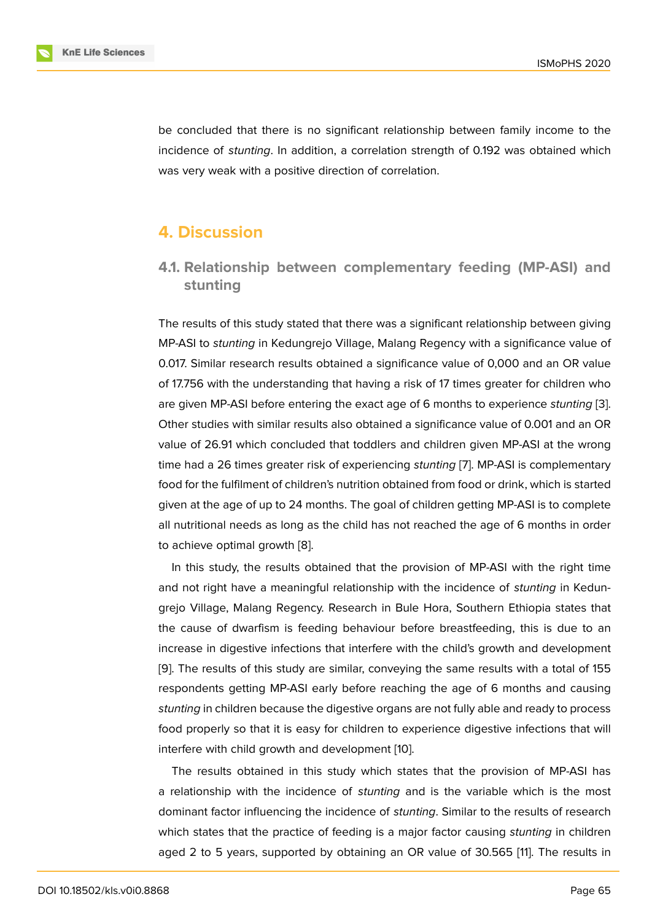be concluded that there is no significant relationship between family income to the incidence of *stunting*. In addition, a correlation strength of 0.192 was obtained which was very weak with a positive direction of correlation.

## 4. Discussion

### 4.1. Relationship between complementary feeding (MP-ASI) and stunting

The results of this study stated that there was a significant relationship between giving MP-ASI to *stunting* in Kedungrejo Village, Malang Regency with a significance value of 0.017. Similar research results obtained a significance value of 0,000 and an OR value of 17.756 with the understanding that having a risk of 17 times greater for children who are given MP-ASI before entering the exact age of 6 months to experience *stunting* [3]. Other studies with similar results also obtained a significance value of 0.001 and an OR value of 26.91 which concluded that toddlers and children given MP-ASI at the wrong time had a 26 times greater risk of experiencing *stunting* [7]. MP-ASI is complementary food for the fulfilment of children's nutrition obtained from food or drink, which is started given at the age of up to 24 months. The goal of children getting MP-ASI is to complete all nutritional needs as long as the child has not reached the age of 6 months in order to achieve optimal growth [8].

In this study, the results obtained that the provision of MP-ASI with the right time and not right have a meaningful relationship with the incidence of *stunting* in Kedungrejo Village, Malang Regency. Research in Bule Hora, Southern Ethiopia states that the cause of dwarfism is feeding behaviour before breastfeeding, this is due to an increase in digestive infections that interfere with the child's growth and development [9]. The results of this study are similar, conveying the same results with a total of 155 respondents getting MP-ASI early before reaching the age of 6 months and causing *stunting* in children because the digestive organs are not fully able and ready to process food properly so that it is easy for children to experience digestive infections that will interfere with child growth and development [10].

The results obtained in this study which states that the provision of MP-ASI has a relationship with the incidence of *stunting* and is the variable which is the most dominant factor influencing the incidence of *stunting*. Similar to the results of research which states that the practice of feeding is a major factor causing *stunting* in children aged 2 to 5 years, supported by obtaining an OR value of 30.565 [11]. The results in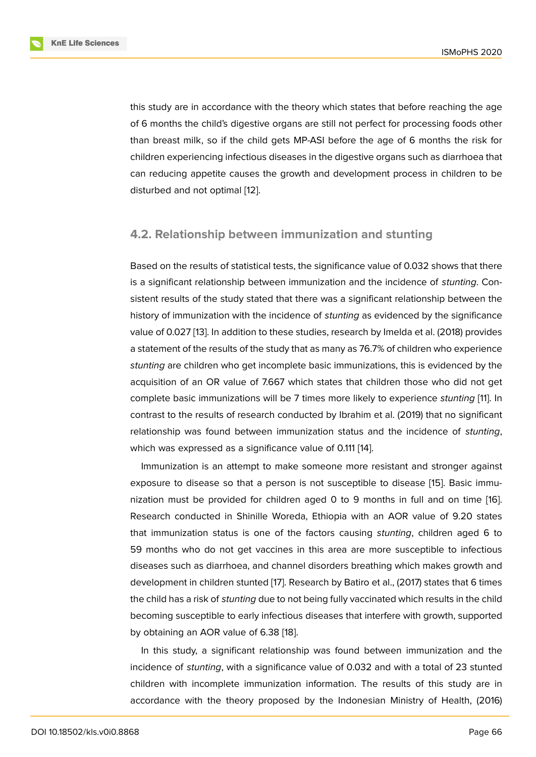this study are in accordance with the theory which states that before reaching the age of 6 months the child's digestive organs are still not perfect for processing foods other than breast milk, so if the child gets MP-ASI before the age of 6 months the risk for children experiencing infectious diseases in the digestive organs such as diarrhoea that can reducing appetite causes the growth and development process in children to be disturbed and not optimal [12].

### 4.2. Relationship between immunization and stunting

Based on the results of statistical tests, the significance value of 0.032 shows that there is a significant relationship between immunization and the incidence of *stunting*. Consistent results of the study stated that there was a significant relationship between the history of immunization with the incidence of *stunting* as evidenced by the significance value of 0.027 [13]. In addition to these studies, research by Imelda et al. (2018) provides a statement of the results of the study that as many as 76.7% of children who experience *stunting* are children who get incomplete basic immunizations, this is evidenced by the acquisition of an OR value of 7.667 which states that children those who did not get complete basic immunizations will be 7 times more likely to experience *stunting* [11]. In contrast to the results of research conducted by Ibrahim et al. (2019) that no significant relationship was found between immunization status and the incidence of *stunting*, which was expressed as a significance value of 0.111 [14].

Immunization is an attempt to make someone more resistant and stronger against exposure to disease so that a person is not susceptible to disease [15]. Basic immunization must be provided for children aged 0 to 9 months in full and on time [16]. Research conducted in Shinille Woreda, Ethiopia with an AOR value of 9.20 states that immunization status is one of the factors causing *stunting*, children aged 6 to 59 months who do not get vaccines in this area are more susceptible to infectious diseases such as diarrhoea, and channel disorders breathing which makes growth and development in children stunted [17]. Research by Batiro et al., (2017) states that 6 times the child has a risk of *stunting* due to not being fully vaccinated which results in the child becoming susceptible to early infectious diseases that interfere with growth, supported by obtaining an AOR value of 6.38 [18].

In this study, a significant relationship was found between immunization and the incidence of *stunting*, with a significance value of 0.032 and with a total of 23 stunted children with incomplete immunization information. The results of this study are in accordance with the theory proposed by the Indonesian Ministry of Health, (2016)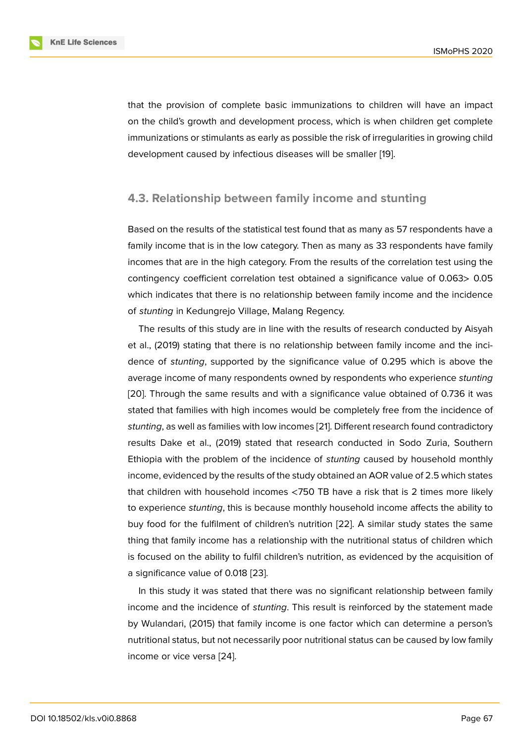that the provision of complete basic immunizations to children will have an impact on the child's growth and development process, which is when children get complete immunizations or stimulants as early as possible the risk of irregularities in growing child development caused by infectious diseases will be smaller [19].

### 4.3. Relationship between family income and stunting

Based on the results of the statistical test found that as many as 57 respondents have a family income that is in the low category. Then as many as 33 respondents have family incomes that are in the high category. From the results of the correlation test using the contingency coefficient correlation test obtained a significance value of 0.063> 0.05 which indicates that there is no relationship between family income and the incidence of *stunting* in Kedungrejo Village, Malang Regency.

The results of this study are in line with the results of research conducted by Aisyah et al., (2019) stating that there is no relationship between family income and the incidence of *stunting*, supported by the significance value of 0.295 which is above the average income of many respondents owned by respondents who experience *stunting* [20]. Through the same results and with a significance value obtained of 0.736 it was stated that families with high incomes would be completely free from the incidence of *stunting*, as well as families with low incomes [21]. Different research found contradictory results Dake et al., (2019) stated that research conducted in Sodo Zuria, Southern Ethiopia with the problem of the incidence of *stunting* caused by household monthly income, evidenced by the results of the study obtained an AOR value of 2.5 which states that children with household incomes <750 TB have a risk that is 2 times more likely to experience *stunting*, this is because monthly household income affects the ability to buy food for the fulfilment of children's nutrition [22]. A similar study states the same thing that family income has a relationship with the nutritional status of children which is focused on the ability to fulfil children's nutrition, as evidenced by the acquisition of a significance value of 0.018 [23].

In this study it was stated that there was no significant relationship between family income and the incidence of *stunting*. This result is reinforced by the statement made by Wulandari, (2015) that family income is one factor which can determine a person's nutritional status, but not necessarily poor nutritional status can be caused by low family income or vice versa [24].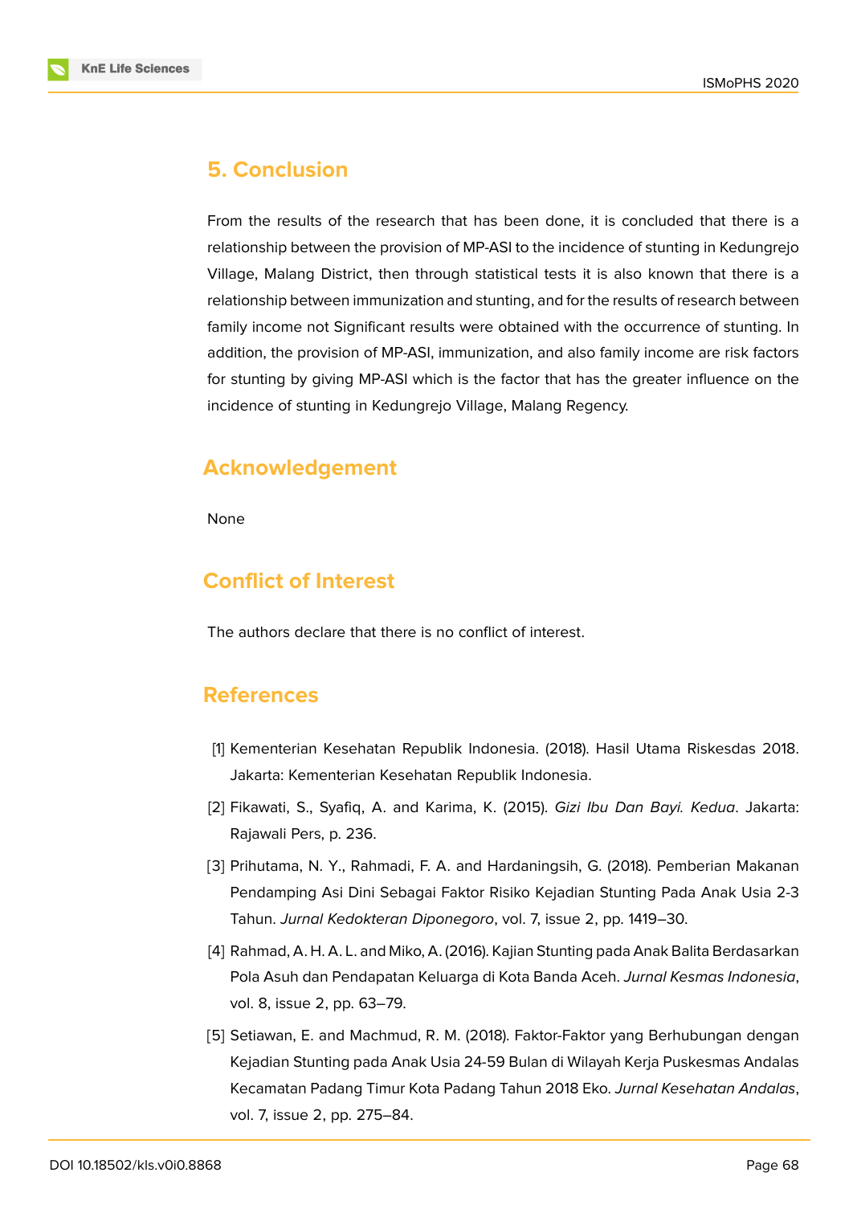## 5. Conclusion

From the results of the research that has been done, it is concluded that there is a relationship between the provision of MP-ASI to the incidence of stunting in Kedungrejo Village, Malang District, then through statistical tests it is also known that there is a relationship between immunization and stunting, and for the results of research between family income not Significant results were obtained with the occurrence of stunting. In addition, the provision of MP-ASI, immunization, and also family income are risk factors for stunting by giving MP-ASI which is the factor that has the greater influence on the incidence of stunting in Kedungrejo Village, Malang Regency.

## Acknowledgement

None

## Conflict of Interest

The authors declare that there is no conflict of interest.

## References

[1] Kementerian Kesehatan Republik Indonesia. (2018). Hasil Utama Riskesdas 2018. Jakarta: Kementerian Kesehatan Republik Indonesia.

[2] Fikawati, S., Syafiq, A. and Karima, K. (2015). *Gizi Ibu Dan Bayi. Kedua*. Jakarta: Rajawali Pers, p. 236.

[3] Prihutama, N. Y., Rahmadi, F. A. and Hardaningsih, G. (2018). Pemberian Makanan Pendamping Asi Dini Sebagai Faktor Risiko Kejadian Stunting Pada Anak Usia 2-3 Tahun. *Jurnal Kedokteran Diponegoro*, vol. 7, issue 2, pp. 1419–30.

[4] Rahmad, A. H. A. L. and Miko, A. (2016). Kajian Stunting pada Anak Balita Berdasarkan Pola Asuh dan Pendapatan Keluarga di Kota Banda Aceh. *Jurnal Kesmas Indonesia*, vol. 8, issue 2, pp. 63–79.

[5] Setiawan, E. and Machmud, R. M. (2018). Faktor-Faktor yang Berhubungan dengan Kejadian Stunting pada Anak Usia 24-59 Bulan di Wilayah Kerja Puskesmas Andalas Kecamatan Padang Timur Kota Padang Tahun 2018 Eko. *Jurnal Kesehatan Andalas*, vol. 7, issue 2, pp. 275–84.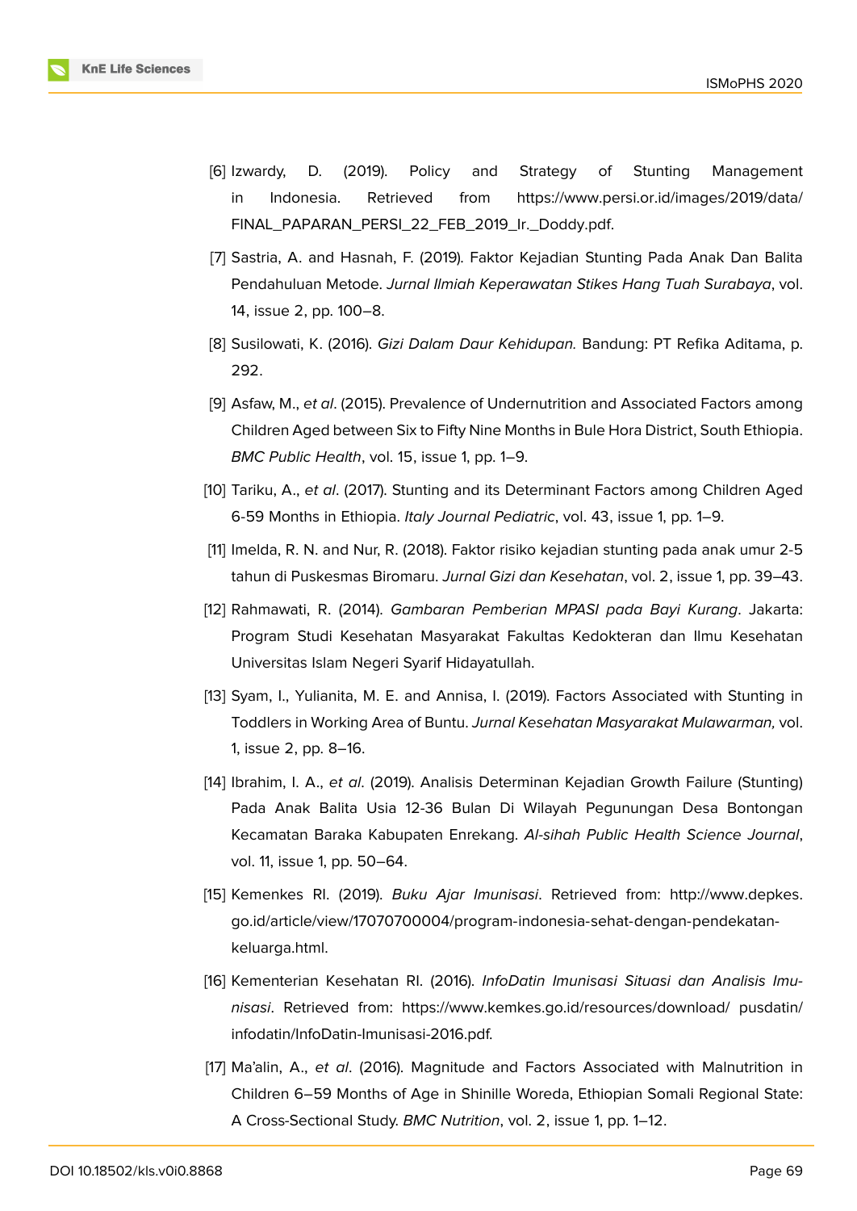[6] Izwardy, D. (2019). Policy and Strategy of Stunting Management in Indonesia. Retrieved from https://www.persi.or.id/images/2019/data/FINAL_PAPARAN_PERSI_22_FEB_2019_Ir._Doddy.pdf.

[7] Sastria, A. and Hasnah, F. (2019). Faktor Kejadian Stunting Pada Anak Dan Balita Pendahuluan Metode. *Jurnal Ilmiah Keperawatan Stikes Hang Tuah Surabaya*, vol. 14, issue 2, pp. 100–8.

[8] Susilowati, K. (2016). *Gizi Dalam Daur Kehidupan.* Bandung: PT Refika Aditama, p. 292.

[9] Asfaw, M., *et al*. (2015). Prevalence of Undernutrition and Associated Factors among Children Aged between Six to Fifty Nine Months in Bule Hora District, South Ethiopia. *BMC Public Health*, vol. 15, issue 1, pp. 1–9.

[10] Tariku, A., *et al*. (2017). Stunting and its Determinant Factors among Children Aged 6-59 Months in Ethiopia. *Italy Journal Pediatric*, vol. 43, issue 1, pp. 1–9.

[11] Imelda, R. N. and Nur, R. (2018). Faktor risiko kejadian stunting pada anak umur 2-5 tahun di Puskesmas Biromaru. *Jurnal Gizi dan Kesehatan*, vol. 2, issue 1, pp. 39–43.

[12] Rahmawati, R. (2014). *Gambaran Pemberian MPASI pada Bayi Kurang*. Jakarta: Program Studi Kesehatan Masyarakat Fakultas Kedokteran dan Ilmu Kesehatan Universitas Islam Negeri Syarif Hidayatullah.

[13] Syam, I., Yulianita, M. E. and Annisa, I. (2019). Factors Associated with Stunting in Toddlers in Working Area of Buntu. *Jurnal Kesehatan Masyarakat Mulawarman,* vol. 1, issue 2, pp. 8–16.

[14] Ibrahim, I. A., *et al*. (2019). Analisis Determinan Kejadian Growth Failure (Stunting) Pada Anak Balita Usia 12-36 Bulan Di Wilayah Pegunungan Desa Bontongan Kecamatan Baraka Kabupaten Enrekang. *Al-sihah Public Health Science Journal*, vol. 11, issue 1, pp. 50–64.

[15] Kemenkes RI. (2019). *Buku Ajar Imunisasi*. Retrieved from: http://www.depkes.go.id/article/view/17070700004/program-indonesia-sehat-dengan-pendekatan-keluarga.html.

[16] Kementerian Kesehatan RI. (2016). *InfoDatin Imunisasi Situasi dan Analisis Imunisasi*. Retrieved from: https://www.kemkes.go.id/resources/download/ pusdatin/infodatin/InfoDatin-Imunisasi-2016.pdf.

[17] Ma'alin, A., *et al*. (2016). Magnitude and Factors Associated with Malnutrition in Children 6–59 Months of Age in Shinille Woreda, Ethiopian Somali Regional State: A Cross-Sectional Study. *BMC Nutrition*, vol. 2, issue 1, pp. 1–12.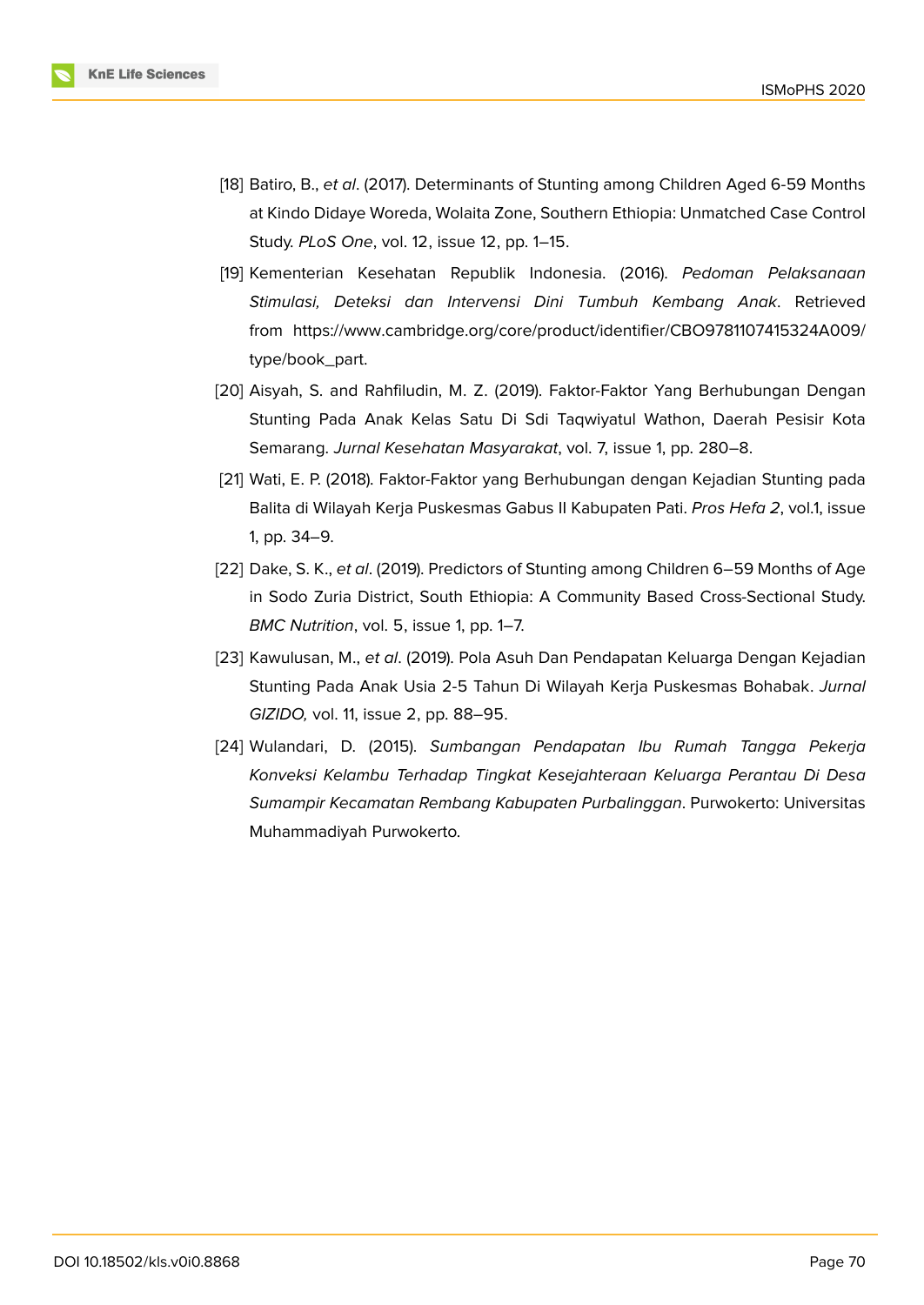[18] Batiro, B., *et al*. (2017). Determinants of Stunting among Children Aged 6-59 Months at Kindo Didaye Woreda, Wolaita Zone, Southern Ethiopia: Unmatched Case Control Study. *PLoS One*, vol. 12, issue 12, pp. 1–15.

[19] Kementerian Kesehatan Republik Indonesia. (2016). *Pedoman Pelaksanaan Stimulasi, Deteksi dan Intervensi Dini Tumbuh Kembang Anak*. Retrieved from https://www.cambridge.org/core/product/identifier/CBO9781107415324A009/type/book_part.

[20] Aisyah, S. and Rahfiludin, M. Z. (2019). Faktor-Faktor Yang Berhubungan Dengan Stunting Pada Anak Kelas Satu Di Sdi Taqwiyatul Wathon, Daerah Pesisir Kota Semarang. *Jurnal Kesehatan Masyarakat*, vol. 7, issue 1, pp. 280–8.

[21] Wati, E. P. (2018). Faktor-Faktor yang Berhubungan dengan Kejadian Stunting pada Balita di Wilayah Kerja Puskesmas Gabus II Kabupaten Pati. *Pros Hefa 2*, vol.1, issue 1, pp. 34–9.

[22] Dake, S. K., *et al*. (2019). Predictors of Stunting among Children 6–59 Months of Age in Sodo Zuria District, South Ethiopia: A Community Based Cross-Sectional Study. *BMC Nutrition*, vol. 5, issue 1, pp. 1–7.

[23] Kawulusan, M., *et al*. (2019). Pola Asuh Dan Pendapatan Keluarga Dengan Kejadian Stunting Pada Anak Usia 2-5 Tahun Di Wilayah Kerja Puskesmas Bohabak. *Jurnal GIZIDO,* vol. 11, issue 2, pp. 88–95.

[24] Wulandari, D. (2015). *Sumbangan Pendapatan Ibu Rumah Tangga Pekerja Konveksi Kelambu Terhadap Tingkat Kesejahteraan Keluarga Perantau Di Desa Sumampir Kecamatan Rembang Kabupaten Purbalinggan*. Purwokerto: Universitas Muhammadiyah Purwokerto.